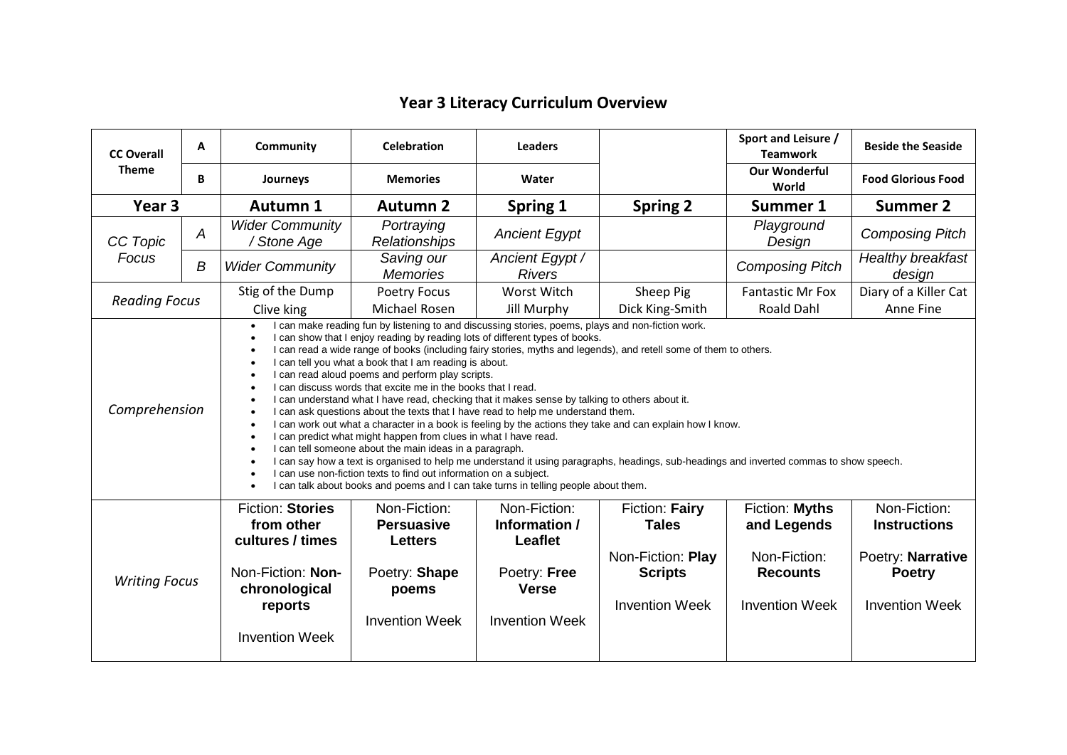# Year 3 Literacy Curriculum Overview

| CC Overall Theme | | Autumn 1 | Autumn 2 | Spring 1 | Spring 2 | Summer 1 | Summer 2 |
|---|---|---|---|---|---|---|---|
| | A | **Community** | **Celebration** | **Leaders** | | **Sport and Leisure / Teamwork** | **Beside the Seaside** |
| | B | **Journeys** | **Memories** | **Water** | | **Our Wonderful World** | **Food Glorious Food** |
| **Year 3** | | **Autumn 1** | **Autumn 2** | **Spring 1** | **Spring 2** | **Summer 1** | **Summer 2** |
| *CC Topic Focus* | *A* | *Wider Community / Stone Age* | *Portraying Relationships* | *Ancient Egypt* | | *Playground Design* | *Composing Pitch* |
| | *B* | *Wider Community* | *Saving our Memories* | *Ancient Egypt / Rivers* | | *Composing Pitch* | *Healthy breakfast design* |
| *Reading Focus* | | Stig of the Dump<br>Clive king | Poetry Focus<br>Michael Rosen | Worst Witch<br>Jill Murphy | Sheep Pig<br>Dick King-Smith | Fantastic Mr Fox<br>Roald Dahl | Diary of a Killer Cat<br>Anne Fine |
| *Comprehension* | | • I can make reading fun by listening to and discussing stories, poems, plays and non-fiction work.<br>• I can show that I enjoy reading by reading lots of different types of books.<br>• I can read a wide range of books (including fairy stories, myths and legends), and retell some of them to others.<br>• I can tell you what a book that I am reading is about.<br>• I can read aloud poems and perform play scripts.<br>• I can discuss words that excite me in the books that I read.<br>• I can understand what I have read, checking that it makes sense by talking to others about it.<br>• I can ask questions about the texts that I have read to help me understand them.<br>• I can work out what a character in a book is feeling by the actions they take and can explain how I know.<br>• I can predict what might happen from clues in what I have read.<br>• I can tell someone about the main ideas in a paragraph.<br>• I can say how a text is organised to help me understand it using paragraphs, headings, sub-headings and inverted commas to show speech.<br>• I can use non-fiction texts to find out information on a subject.<br>• I can talk about books and poems and I can take turns in telling people about them. | | | | | |
| *Writing Focus* | | Fiction: **Stories from other cultures / times**<br><br>Non-Fiction: **Non-chronological reports**<br><br>Invention Week | Non-Fiction: **Persuasive Letters**<br><br>Poetry: **Shape poems**<br><br>Invention Week | Non-Fiction: **Information / Leaflet**<br><br>Poetry: **Free Verse**<br><br>Invention Week | Fiction: **Fairy Tales**<br><br>Non-Fiction: **Play Scripts**<br><br>Invention Week | Fiction: **Myths and Legends**<br><br>Non-Fiction: **Recounts**<br><br>Invention Week | Non-Fiction: **Instructions**<br><br>Poetry: **Narrative Poetry**<br><br>Invention Week |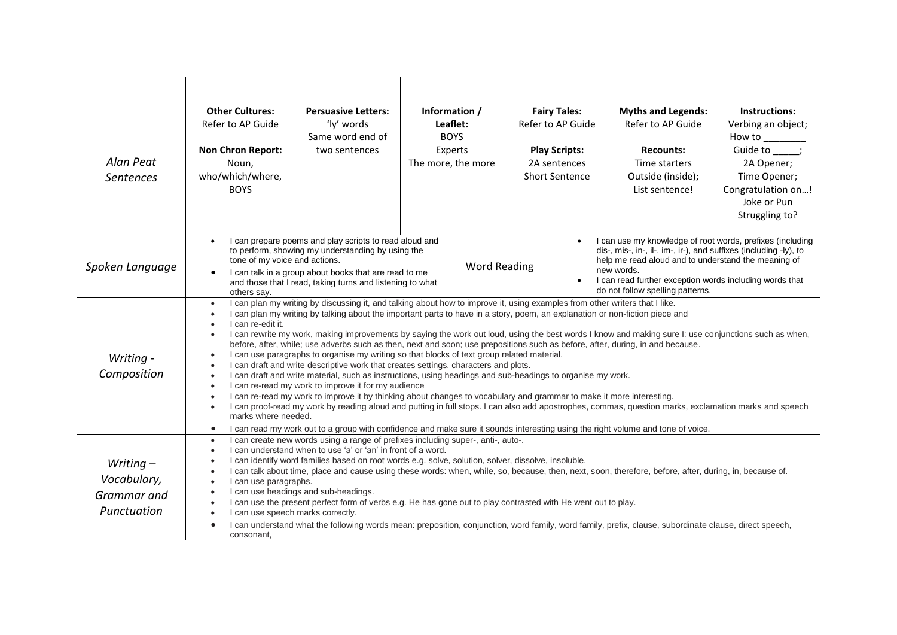| | | | | | | |
|---|---|---|---|---|---|---|
| *Alan Peat Sentences* | **Other Cultures:** Refer to AP Guide<br><br>**Non Chron Report:** Noun, who/which/where, BOYS | **Persuasive Letters:** 'ly' words Same word end of two sentences | **Information / Leaflet:** BOYS Experts The more, the more | **Fairy Tales:** Refer to AP Guide<br><br>**Play Scripts:** 2A sentences Short Sentence | **Myths and Legends:** Refer to AP Guide<br><br>**Recounts:** Time starters Outside (inside); List sentence! | **Instructions:** Verbing an object; How to ________ Guide to _____; 2A Opener; Time Opener; Congratulation on…! Joke or Pun Struggling to? |
| *Spoken Language* | • I can prepare poems and play scripts to read aloud and to perform, showing my understanding by using the tone of my voice and actions.<br>• I can talk in a group about books that are read to me and those that I read, taking turns and listening to what others say. | | Word Reading | • I can use my knowledge of root words, prefixes (including dis-, mis-, in-, il-, im-, ir-), and suffixes (including -ly), to help me read aloud and to understand the meaning of new words.<br>• I can read further exception words including words that do not follow spelling patterns. | | |
| *Writing - Composition* | • I can plan my writing by discussing it, and talking about how to improve it, using examples from other writers that I like.<br>• I can plan my writing by talking about the important parts to have in a story, poem, an explanation or non-fiction piece and<br>• I can re-edit it.<br>• I can rewrite my work, making improvements by saying the work out loud, using the best words I know and making sure I: use conjunctions such as when, before, after, while; use adverbs such as then, next and soon; use prepositions such as before, after, during, in and because.<br>• I can use paragraphs to organise my writing so that blocks of text group related material.<br>• I can draft and write descriptive work that creates settings, characters and plots.<br>• I can draft and write material, such as instructions, using headings and sub-headings to organise my work.<br>• I can re-read my work to improve it for my audience<br>• I can re-read my work to improve it by thinking about changes to vocabulary and grammar to make it more interesting.<br>• I can proof-read my work by reading aloud and putting in full stops. I can also add apostrophes, commas, question marks, exclamation marks and speech marks where needed.<br>• I can read my work out to a group with confidence and make sure it sounds interesting using the right volume and tone of voice. | | | | | |
| *Writing – Vocabulary, Grammar and Punctuation* | • I can create new words using a range of prefixes including super-, anti-, auto-.<br>• I can understand when to use 'a' or 'an' in front of a word.<br>• I can identify word families based on root words e.g. solve, solution, solver, dissolve, insoluble.<br>• I can talk about time, place and cause using these words: when, while, so, because, then, next, soon, therefore, before, after, during, in, because of.<br>• I can use paragraphs.<br>• I can use headings and sub-headings.<br>• I can use the present perfect form of verbs e.g. He has gone out to play contrasted with He went out to play.<br>• I can use speech marks correctly.<br>• I can understand what the following words mean: preposition, conjunction, word family, word family, prefix, clause, subordinate clause, direct speech, consonant, | | | | | |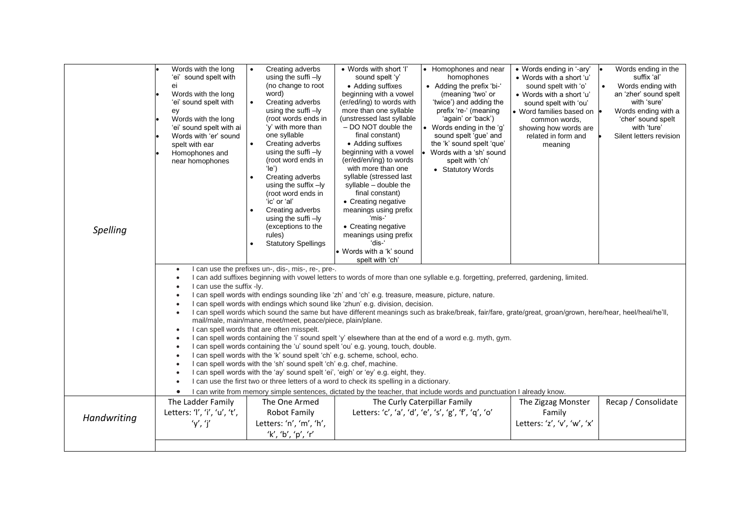| | | | | | | |
|---|---|---|---|---|---|---|
| *Spelling* | • Words with the long 'ei' sound spelt with ei<br>• Words with the long 'ei' sound spelt with ey<br>• Words with the long 'ei' sound spelt with ai<br>• Words with 'er' sound spelt with ear<br>• Homophones and near homophones | • Creating adverbs using the suffi –ly (no change to root word)<br>• Creating adverbs using the suffi –ly (root words ends in 'y' with more than one syllable<br>• Creating adverbs using the suffi –ly (root word ends in 'le')<br>• Creating adverbs using the suffix –ly (root word ends in 'ic' or 'al'<br>• Creating adverbs using the suffi –ly (exceptions to the rules)<br>• Statutory Spellings | • Words with short 'I' sound spelt 'y'<br>• Adding suffixes beginning with a vowel (er/ed/ing) to words with more than one syllable (unstressed last syllable – DO NOT double the final constant)<br>• Adding suffixes beginning with a vowel (er/ed/en/ing) to words with more than one syllable (stressed last syllable – double the final constant)<br>• Creating negative meanings using prefix 'mis-'<br>• Creating negative meanings using prefix 'dis-'<br>• Words with a 'k' sound spelt with 'ch' | • Homophones and near homophones<br>• Adding the prefix 'bi-' (meaning 'two' or 'twice') and adding the prefix 're-' (meaning 'again' or 'back')<br>• Words ending in the 'g' sound spelt 'gue' and the 'k' sound spelt 'que'<br>• Words with a 'sh' sound spelt with 'ch'<br>• Statutory Words | • Words ending in '-ary'<br>• Words with a short 'u' sound spelt with 'o'<br>• Words with a short 'u' sound spelt with 'ou'<br>• Word families based on common words, showing how words are related in form and meaning | • Words ending in the suffix 'al'<br>• Words ending with an 'zher' sound spelt with 'sure'<br>• Words ending with a 'cher' sound spelt with 'ture'<br>• Silent letters revision |
| | • I can use the prefixes un-, dis-, mis-, re-, pre-.<br>• I can add suffixes beginning with vowel letters to words of more than one syllable e.g. forgetting, preferred, gardening, limited.<br>• I can use the suffix -ly.<br>• I can spell words with endings sounding like 'zh' and 'ch' e.g. treasure, measure, picture, nature.<br>• I can spell words with endings which sound like 'zhun' e.g. division, decision.<br>• I can spell words which sound the same but have different meanings such as brake/break, fair/fare, grate/great, groan/grown, here/hear, heel/heal/he'll, mail/male, main/mane, meet/meat, peace/piece, plain/plane.<br>• I can spell words that are often misspelt.<br>• I can spell words containing the 'i' sound spelt 'y' elsewhere than at the end of a word e.g. myth, gym.<br>• I can spell words containing the 'u' sound spelt 'ou' e.g. young, touch, double.<br>• I can spell words with the 'k' sound spelt 'ch' e.g. scheme, school, echo.<br>• I can spell words with the 'sh' sound spelt 'ch' e.g. chef, machine.<br>• I can spell words with the 'ay' sound spelt 'ei', 'eigh' or 'ey' e.g. eight, they.<br>• I can use the first two or three letters of a word to check its spelling in a dictionary.<br>• I can write from memory simple sentences, dictated by the teacher, that include words and punctuation I already know. | | | | | |
| *Handwriting* | The Ladder Family<br>Letters: 'l', 'i', 'u', 't', 'y', 'j' | The One Armed Robot Family<br>Letters: 'n', 'm', 'h', 'k', 'b', 'p', 'r' | The Curly Caterpillar Family<br>Letters: 'c', 'a', 'd', 'e', 's', 'g', 'f', 'q', 'o' | | The Zigzag Monster Family<br>Letters: 'z', 'v', 'w', 'x' | Recap / Consolidate |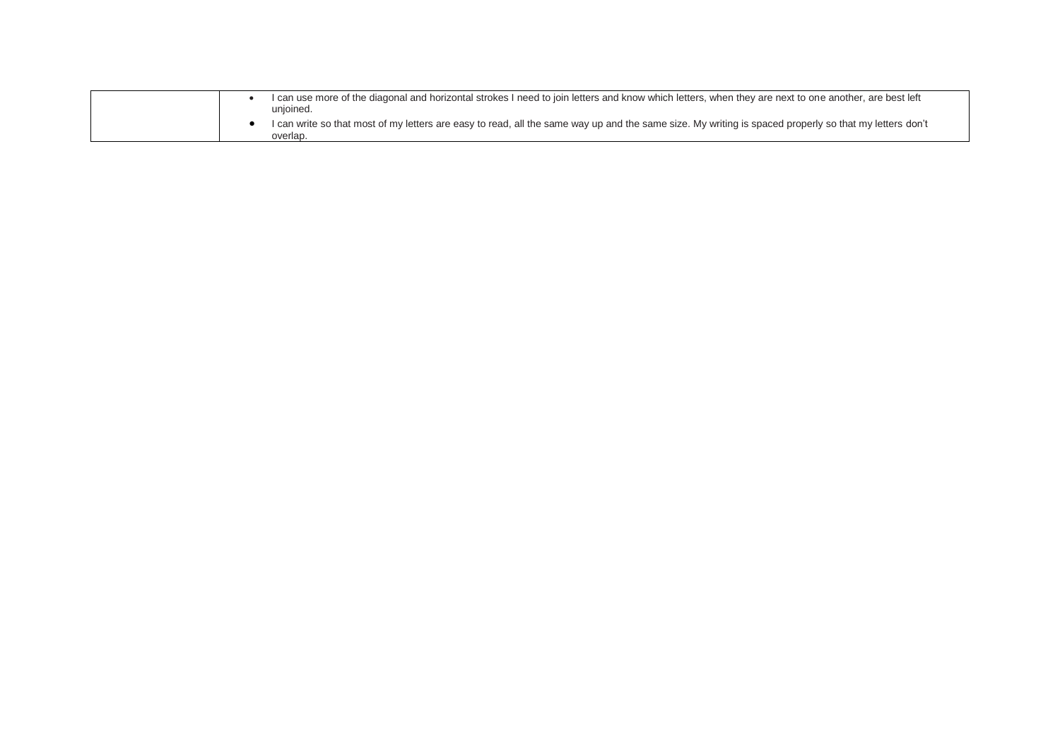| | |
|---|---|
| | • I can use more of the diagonal and horizontal strokes I need to join letters and know which letters, when they are next to one another, are best left unjoined.<br>• I can write so that most of my letters are easy to read, all the same way up and the same size. My writing is spaced properly so that my letters don't overlap. |